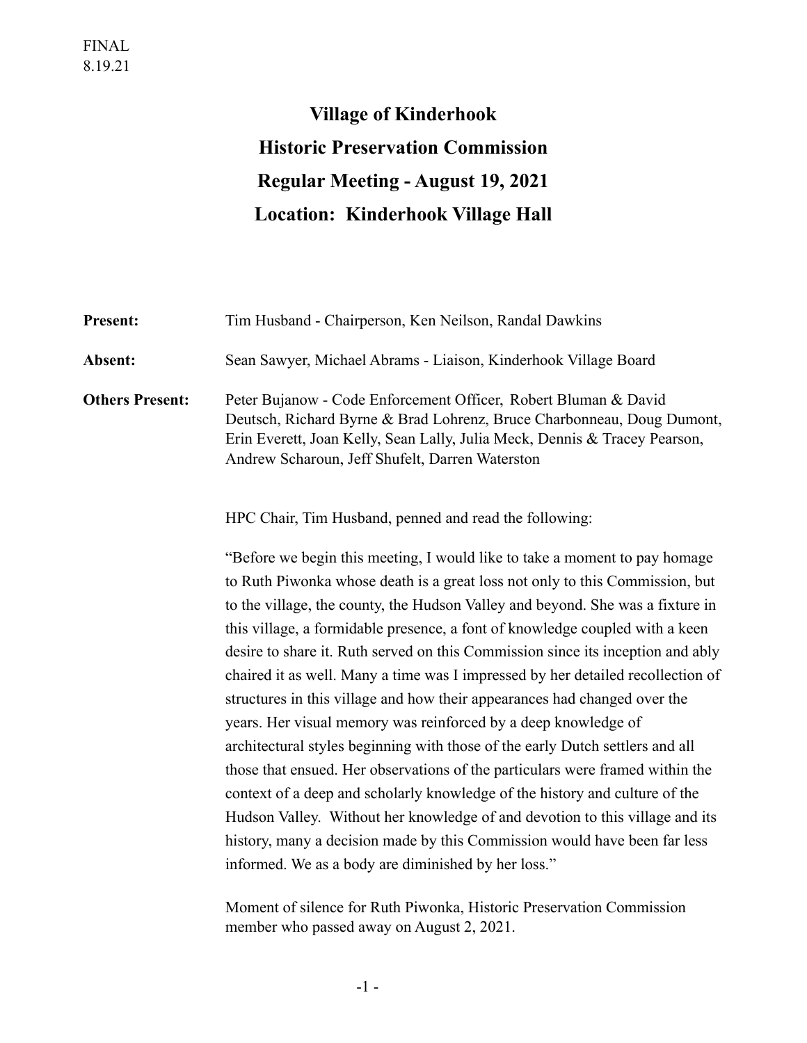FINAL
8.19.21

# Village of Kinderhook
# Historic Preservation Commission
# Regular Meeting - August 19, 2021
# Location: Kinderhook Village Hall

**Present:** Tim Husband - Chairperson, Ken Neilson, Randal Dawkins

**Absent:** Sean Sawyer, Michael Abrams - Liaison, Kinderhook Village Board

**Others Present:** Peter Bujanow - Code Enforcement Officer, Robert Bluman & David Deutsch, Richard Byrne & Brad Lohrenz, Bruce Charbonneau, Doug Dumont, Erin Everett, Joan Kelly, Sean Lally, Julia Meck, Dennis & Tracey Pearson, Andrew Scharoun, Jeff Shufelt, Darren Waterston

HPC Chair, Tim Husband, penned and read the following:

"Before we begin this meeting, I would like to take a moment to pay homage to Ruth Piwonka whose death is a great loss not only to this Commission, but to the village, the county, the Hudson Valley and beyond. She was a fixture in this village, a formidable presence, a font of knowledge coupled with a keen desire to share it. Ruth served on this Commission since its inception and ably chaired it as well. Many a time was I impressed by her detailed recollection of structures in this village and how their appearances had changed over the years. Her visual memory was reinforced by a deep knowledge of architectural styles beginning with those of the early Dutch settlers and all those that ensued. Her observations of the particulars were framed within the context of a deep and scholarly knowledge of the history and culture of the Hudson Valley. Without her knowledge of and devotion to this village and its history, many a decision made by this Commission would have been far less informed. We as a body are diminished by her loss."

Moment of silence for Ruth Piwonka, Historic Preservation Commission member who passed away on August 2, 2021.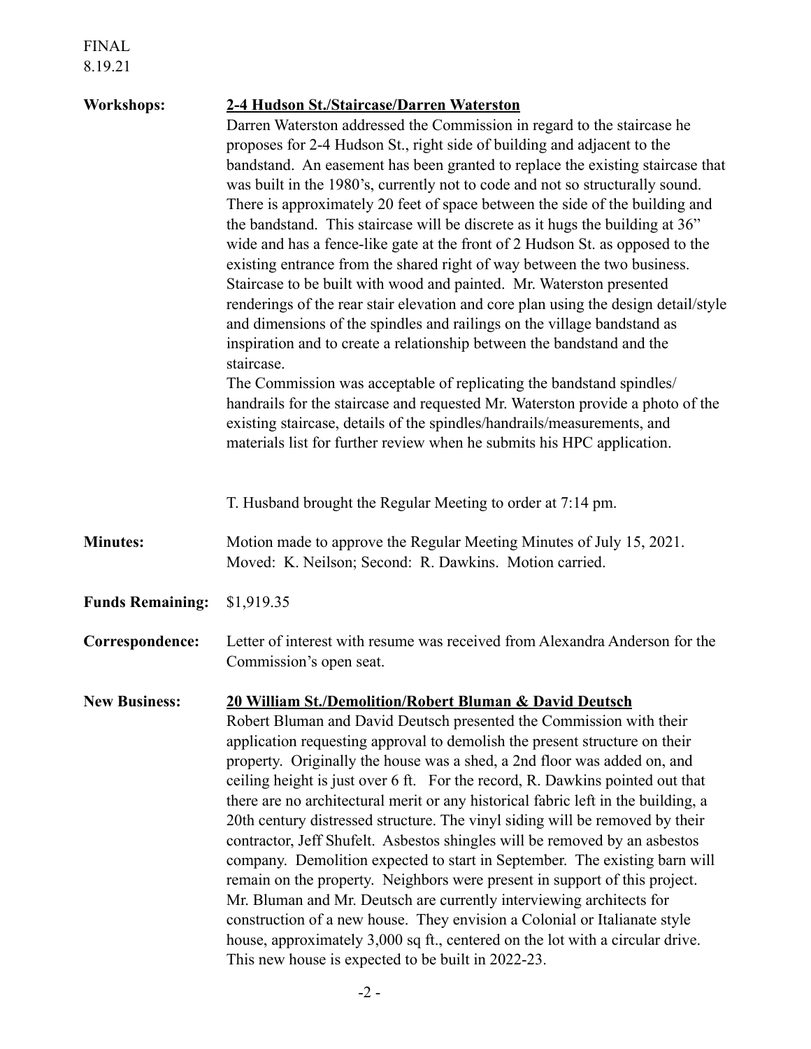FINAL
8.19.21

**Workshops:** **2-4 Hudson St./Staircase/Darren Waterston**

Darren Waterston addressed the Commission in regard to the staircase he proposes for 2-4 Hudson St., right side of building and adjacent to the bandstand. An easement has been granted to replace the existing staircase that was built in the 1980's, currently not to code and not so structurally sound. There is approximately 20 feet of space between the side of the building and the bandstand. This staircase will be discrete as it hugs the building at 36" wide and has a fence-like gate at the front of 2 Hudson St. as opposed to the existing entrance from the shared right of way between the two business. Staircase to be built with wood and painted. Mr. Waterston presented renderings of the rear stair elevation and core plan using the design detail/style and dimensions of the spindles and railings on the village bandstand as inspiration and to create a relationship between the bandstand and the staircase.

The Commission was acceptable of replicating the bandstand spindles/handrails for the staircase and requested Mr. Waterston provide a photo of the existing staircase, details of the spindles/handrails/measurements, and materials list for further review when he submits his HPC application.

T. Husband brought the Regular Meeting to order at 7:14 pm.

**Minutes:** Motion made to approve the Regular Meeting Minutes of July 15, 2021. Moved: K. Neilson; Second: R. Dawkins. Motion carried.

**Funds Remaining:** $1,919.35

**Correspondence:** Letter of interest with resume was received from Alexandra Anderson for the Commission's open seat.

**New Business:** **20 William St./Demolition/Robert Bluman & David Deutsch**

Robert Bluman and David Deutsch presented the Commission with their application requesting approval to demolish the present structure on their property. Originally the house was a shed, a 2nd floor was added on, and ceiling height is just over 6 ft. For the record, R. Dawkins pointed out that there are no architectural merit or any historical fabric left in the building, a 20th century distressed structure. The vinyl siding will be removed by their contractor, Jeff Shufelt. Asbestos shingles will be removed by an asbestos company. Demolition expected to start in September. The existing barn will remain on the property. Neighbors were present in support of this project. Mr. Bluman and Mr. Deutsch are currently interviewing architects for construction of a new house. They envision a Colonial or Italianate style house, approximately 3,000 sq ft., centered on the lot with a circular drive. This new house is expected to be built in 2022-23.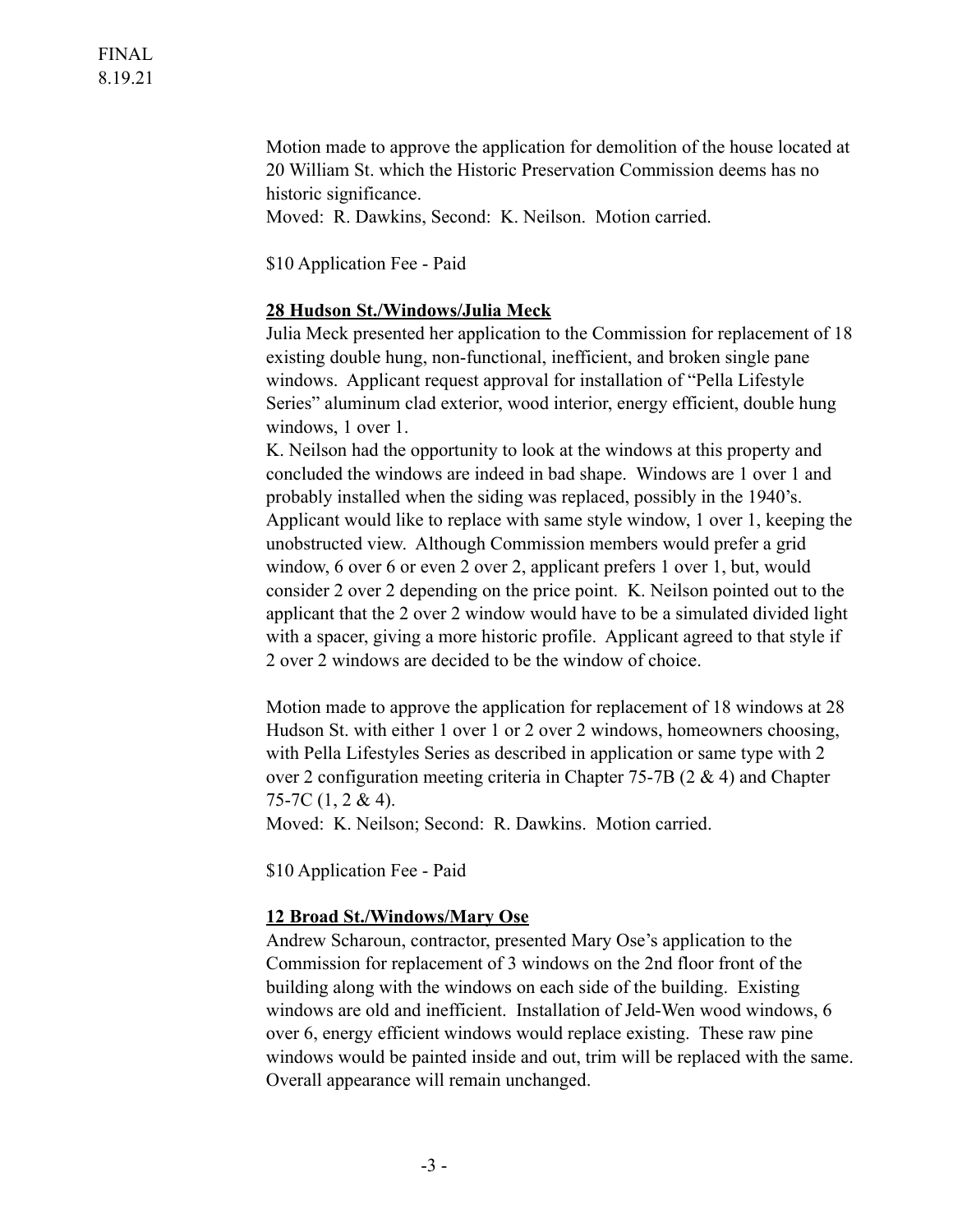FINAL
8.19.21

Motion made to approve the application for demolition of the house located at 20 William St. which the Historic Preservation Commission deems has no historic significance.
Moved: R. Dawkins, Second: K. Neilson. Motion carried.

$10 Application Fee - Paid

**28 Hudson St./Windows/Julia Meck**

Julia Meck presented her application to the Commission for replacement of 18 existing double hung, non-functional, inefficient, and broken single pane windows. Applicant request approval for installation of "Pella Lifestyle Series" aluminum clad exterior, wood interior, energy efficient, double hung windows, 1 over 1.
K. Neilson had the opportunity to look at the windows at this property and concluded the windows are indeed in bad shape. Windows are 1 over 1 and probably installed when the siding was replaced, possibly in the 1940's. Applicant would like to replace with same style window, 1 over 1, keeping the unobstructed view. Although Commission members would prefer a grid window, 6 over 6 or even 2 over 2, applicant prefers 1 over 1, but, would consider 2 over 2 depending on the price point. K. Neilson pointed out to the applicant that the 2 over 2 window would have to be a simulated divided light with a spacer, giving a more historic profile. Applicant agreed to that style if 2 over 2 windows are decided to be the window of choice.

Motion made to approve the application for replacement of 18 windows at 28 Hudson St. with either 1 over 1 or 2 over 2 windows, homeowners choosing, with Pella Lifestyles Series as described in application or same type with 2 over 2 configuration meeting criteria in Chapter 75-7B (2 & 4) and Chapter 75-7C (1, 2 & 4).
Moved: K. Neilson; Second: R. Dawkins. Motion carried.

$10 Application Fee - Paid

**12 Broad St./Windows/Mary Ose**

Andrew Scharoun, contractor, presented Mary Ose's application to the Commission for replacement of 3 windows on the 2nd floor front of the building along with the windows on each side of the building. Existing windows are old and inefficient. Installation of Jeld-Wen wood windows, 6 over 6, energy efficient windows would replace existing. These raw pine windows would be painted inside and out, trim will be replaced with the same. Overall appearance will remain unchanged.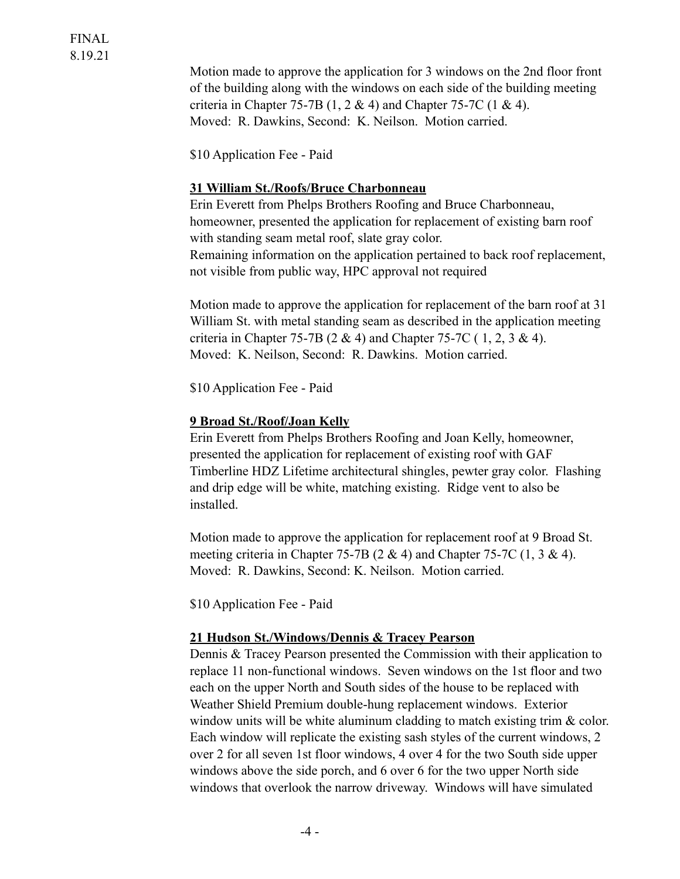Motion made to approve the application for 3 windows on the 2nd floor front of the building along with the windows on each side of the building meeting criteria in Chapter 75-7B (1, 2 & 4) and Chapter 75-7C (1 & 4).
Moved: R. Dawkins, Second: K. Neilson. Motion carried.

$10 Application Fee - Paid

**31 William St./Roofs/Bruce Charbonneau**

Erin Everett from Phelps Brothers Roofing and Bruce Charbonneau, homeowner, presented the application for replacement of existing barn roof with standing seam metal roof, slate gray color.
Remaining information on the application pertained to back roof replacement, not visible from public way, HPC approval not required

Motion made to approve the application for replacement of the barn roof at 31 William St. with metal standing seam as described in the application meeting criteria in Chapter 75-7B (2 & 4) and Chapter 75-7C ( 1, 2, 3 & 4).
Moved: K. Neilson, Second: R. Dawkins. Motion carried.

$10 Application Fee - Paid

**9 Broad St./Roof/Joan Kelly**

Erin Everett from Phelps Brothers Roofing and Joan Kelly, homeowner, presented the application for replacement of existing roof with GAF Timberline HDZ Lifetime architectural shingles, pewter gray color. Flashing and drip edge will be white, matching existing. Ridge vent to also be installed.

Motion made to approve the application for replacement roof at 9 Broad St. meeting criteria in Chapter 75-7B (2 & 4) and Chapter 75-7C (1, 3 & 4).
Moved: R. Dawkins, Second: K. Neilson. Motion carried.

$10 Application Fee - Paid

**21 Hudson St./Windows/Dennis & Tracey Pearson**

Dennis & Tracey Pearson presented the Commission with their application to replace 11 non-functional windows. Seven windows on the 1st floor and two each on the upper North and South sides of the house to be replaced with Weather Shield Premium double-hung replacement windows. Exterior window units will be white aluminum cladding to match existing trim & color. Each window will replicate the existing sash styles of the current windows, 2 over 2 for all seven 1st floor windows, 4 over 4 for the two South side upper windows above the side porch, and 6 over 6 for the two upper North side windows that overlook the narrow driveway. Windows will have simulated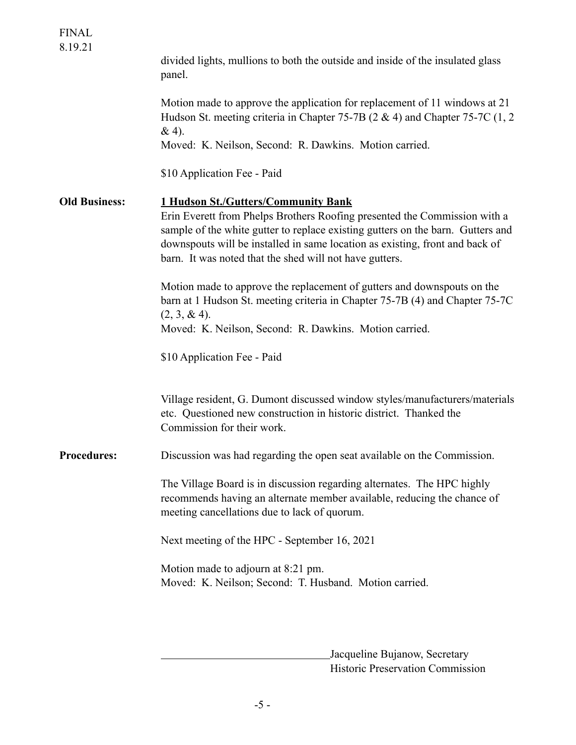divided lights, mullions to both the outside and inside of the insulated glass panel.

Motion made to approve the application for replacement of 11 windows at 21 Hudson St. meeting criteria in Chapter 75-7B (2 & 4) and Chapter 75-7C (1, 2 & 4).
Moved: K. Neilson, Second: R. Dawkins. Motion carried.

$10 Application Fee - Paid

**Old Business:** **<u>1 Hudson St./Gutters/Community Bank</u>**

Erin Everett from Phelps Brothers Roofing presented the Commission with a sample of the white gutter to replace existing gutters on the barn. Gutters and downspouts will be installed in same location as existing, front and back of barn. It was noted that the shed will not have gutters.

Motion made to approve the replacement of gutters and downspouts on the barn at 1 Hudson St. meeting criteria in Chapter 75-7B (4) and Chapter 75-7C (2, 3, & 4).
Moved: K. Neilson, Second: R. Dawkins. Motion carried.

$10 Application Fee - Paid

Village resident, G. Dumont discussed window styles/manufacturers/materials etc. Questioned new construction in historic district. Thanked the Commission for their work.

**Procedures:** Discussion was had regarding the open seat available on the Commission.

The Village Board is in discussion regarding alternates. The HPC highly recommends having an alternate member available, reducing the chance of meeting cancellations due to lack of quorum.

Next meeting of the HPC - September 16, 2021

Motion made to adjourn at 8:21 pm.
Moved: K. Neilson; Second: T. Husband. Motion carried.

______________________________ Jacqueline Bujanow, Secretary
Historic Preservation Commission